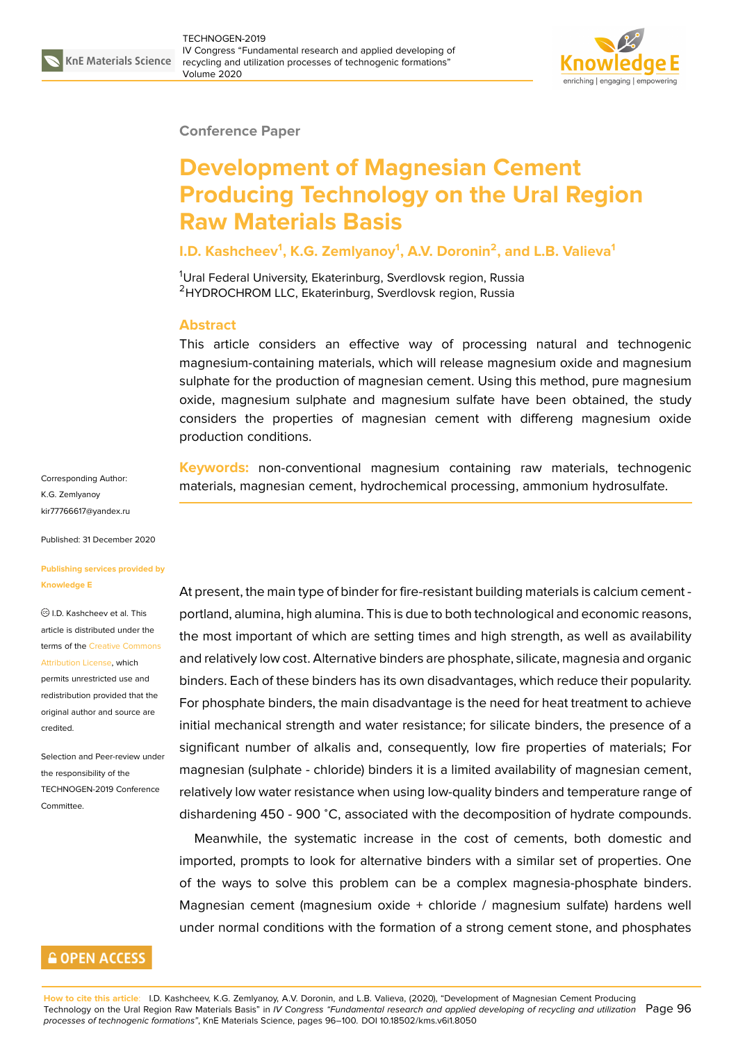Conference Paper

# Development of Magnesian Cement Producing Technology on the Ural Region Raw Materials Basis

**I.D. Kashcheev[1], K.G. Zemlyanoy[1], A.V. Doronin[2], and L.B. Valieva[1]**

[1]Ural Federal University, Ekaterinburg, Sverdlovsk region, Russia
[2]HYDROCHROM LLC, Ekaterinburg, Sverdlovsk region, Russia

## Abstract

This article considers an effective way of processing natural and technogenic magnesium-containing materials, which will release magnesium oxide and magnesium sulphate for the production of magnesian cement. Using this method, pure magnesium oxide, magnesium sulphate and magnesium sulfate have been obtained, the study considers the properties of magnesian cement with differeng magnesium oxide production conditions.

**Keywords:** non-conventional magnesium containing raw materials, technogenic materials, magnesian cement, hydrochemical processing, ammonium hydrosulfate.

Corresponding Author: K.G. Zemlyanoy kir77766617@yandex.ru

Published: 31 December 2020

Publishing services provided by Knowledge E

I.D. Kashcheev et al. This article is distributed under the terms of the Creative Commons Attribution License, which permits unrestricted use and redistribution provided that the original author and source are credited.

Selection and Peer-review under the responsibility of the TECHNOGEN-2019 Conference Committee.

At present, the main type of binder for fire-resistant building materials is calcium cement - portland, alumina, high alumina. This is due to both technological and economic reasons, the most important of which are setting times and high strength, as well as availability and relatively low cost. Alternative binders are phosphate, silicate, magnesia and organic binders. Each of these binders has its own disadvantages, which reduce their popularity. For phosphate binders, the main disadvantage is the need for heat treatment to achieve initial mechanical strength and water resistance; for silicate binders, the presence of a significant number of alkalis and, consequently, low fire properties of materials; For magnesian (sulphate - chloride) binders it is a limited availability of magnesian cement, relatively low water resistance when using low-quality binders and temperature range of dishardening 450 - 900 ˚C, associated with the decomposition of hydrate compounds.

Meanwhile, the systematic increase in the cost of cements, both domestic and imported, prompts to look for alternative binders with a similar set of properties. One of the ways to solve this problem can be a complex magnesia-phosphate binders. Magnesian cement (magnesium oxide + chloride / magnesium sulfate) hardens well under normal conditions with the formation of a strong cement stone, and phosphates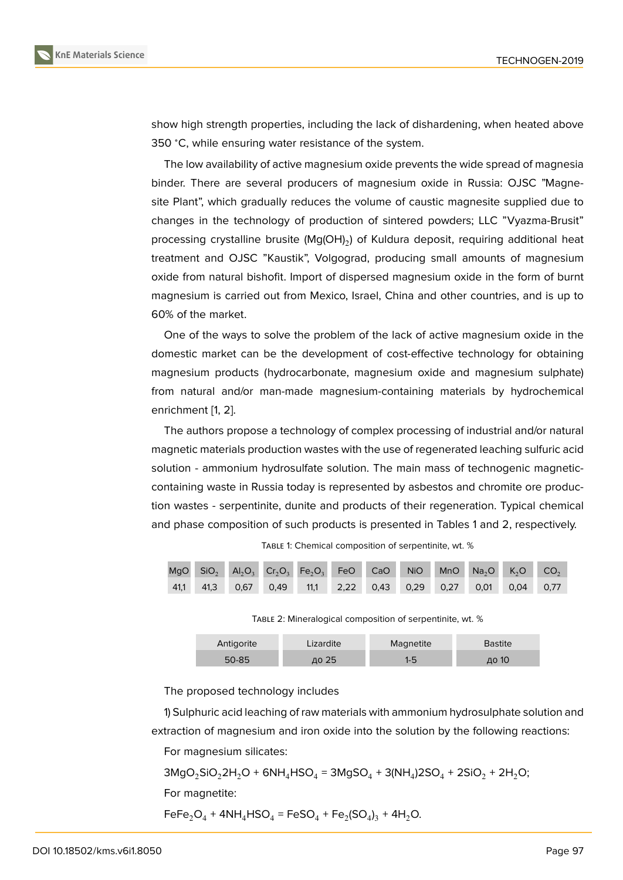show high strength properties, including the lack of dishardening, when heated above 350 °C, while ensuring water resistance of the system.

The low availability of active magnesium oxide prevents the wide spread of magnesia binder. There are several producers of magnesium oxide in Russia: OJSC "Magnesite Plant", which gradually reduces the volume of caustic magnesite supplied due to changes in the technology of production of sintered powders; LLC "Vyazma-Brusit" processing crystalline brusite ($Mg(OH)_2$) of Kuldura deposit, requiring additional heat treatment and OJSC "Kaustik", Volgograd, producing small amounts of magnesium oxide from natural bishofit. Import of dispersed magnesium oxide in the form of burnt magnesium is carried out from Mexico, Israel, China and other countries, and is up to 60% of the market.

One of the ways to solve the problem of the lack of active magnesium oxide in the domestic market can be the development of cost-effective technology for obtaining magnesium products (hydrocarbonate, magnesium oxide and magnesium sulphate) from natural and/or man-made magnesium-containing materials by hydrochemical enrichment [1, 2].

The authors propose a technology of complex processing of industrial and/or natural magnetic materials production wastes with the use of regenerated leaching sulfuric acid solution - ammonium hydrosulfate solution. The main mass of technogenic magnetic-containing waste in Russia today is represented by asbestos and chromite ore production wastes - serpentinite, dunite and products of their regeneration. Typical chemical and phase composition of such products is presented in Tables 1 and 2, respectively.

Table 1: Chemical composition of serpentinite, wt. %

| $MgO$ | $SiO_2$ | $Al_2O_3$ | $Cr_2O_3$ | $Fe_2O_3$ | $FeO$ | $CaO$ | $NiO$ | $MnO$ | $Na_2O$ | $K_2O$ | $CO_2$ |
|---|---|---|---|---|---|---|---|---|---|---|---|
| 41,1 | 41,3 | 0,67 | 0,49 | 11,1 | 2,22 | 0,43 | 0,29 | 0,27 | 0,01 | 0,04 | 0,77 |

Table 2: Mineralogical composition of serpentinite, wt. %

| Antigorite | Lizardite | Magnetite | Bastite |
|---|---|---|---|
| 50-85 | до 25 | 1-5 | до 10 |

The proposed technology includes

1) Sulphuric acid leaching of raw materials with ammonium hydrosulphate solution and extraction of magnesium and iron oxide into the solution by the following reactions:

For magnesium silicates:

$$3MgO_2SiO_22H_2O + 6NH_4HSO_4 = 3MgSO_4 + 3(NH_4)2SO_4 + 2SiO_2 + 2H_2O;$$

For magnetite:

$$FeFe_2O_4 + 4NH_4HSO_4 = FeSO_4 + Fe_2(SO_4)_3 + 4H_2O.$$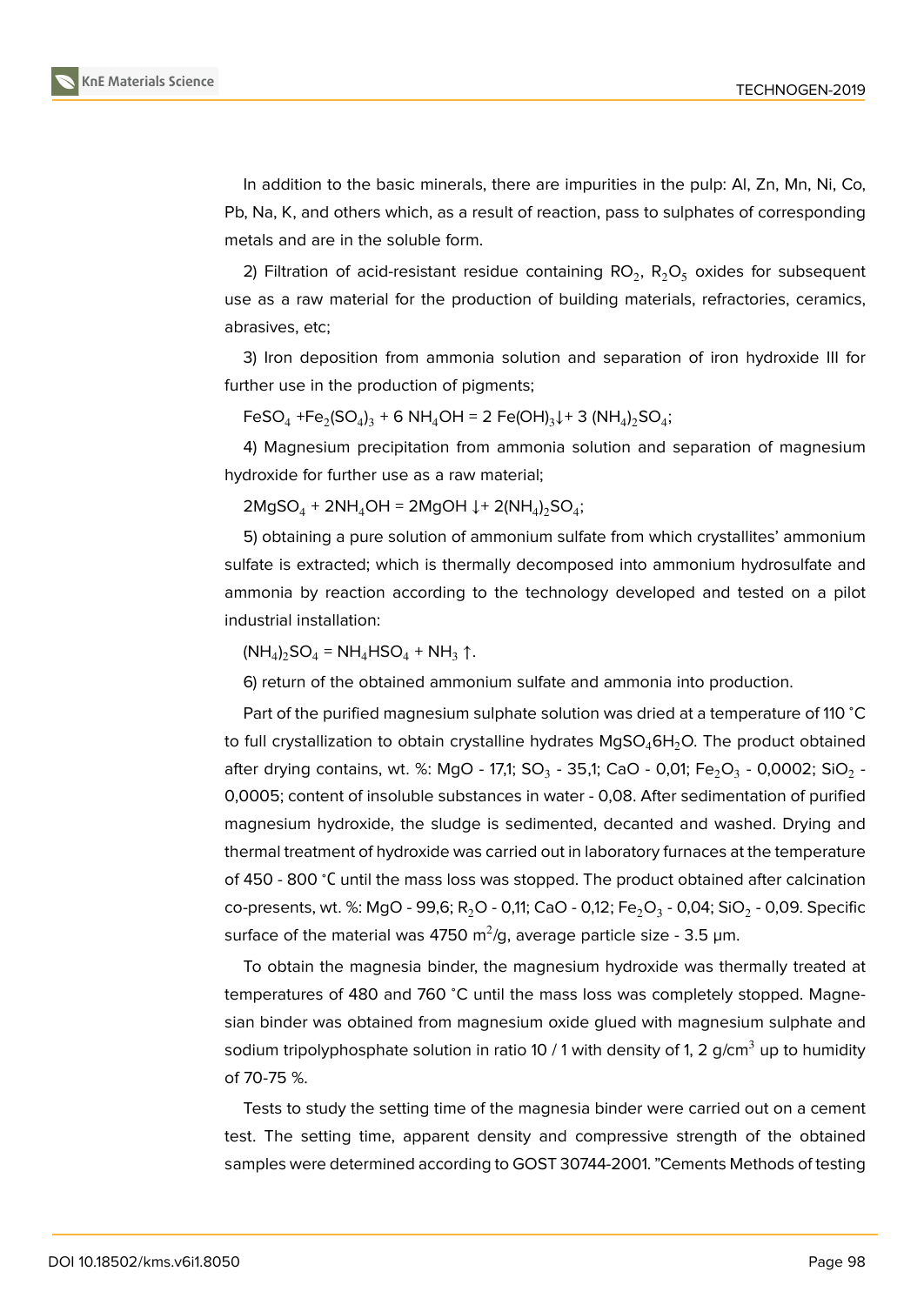In addition to the basic minerals, there are impurities in the pulp: Al, Zn, Mn, Ni, Co, Pb, Na, K, and others which, as a result of reaction, pass to sulphates of corresponding metals and are in the soluble form.

2) Filtration of acid-resistant residue containing $RO_2$, $R_2O_5$ oxides for subsequent use as a raw material for the production of building materials, refractories, ceramics, abrasives, etc;

3) Iron deposition from ammonia solution and separation of iron hydroxide III for further use in the production of pigments;

$FeSO_4 + Fe_2(SO_4)_3 + 6\ NH_4OH = 2\ Fe(OH)_3\downarrow + 3\ (NH_4)_2SO_4$;

4) Magnesium precipitation from ammonia solution and separation of magnesium hydroxide for further use as a raw material;

$2MgSO_4 + 2NH_4OH = 2MgOH\downarrow + 2(NH_4)_2SO_4$;

5) obtaining a pure solution of ammonium sulfate from which crystallites' ammonium sulfate is extracted; which is thermally decomposed into ammonium hydrosulfate and ammonia by reaction according to the technology developed and tested on a pilot industrial installation:

$(NH_4)_2SO_4 = NH_4HSO_4 + NH_3\uparrow$.

6) return of the obtained ammonium sulfate and ammonia into production.

Part of the purified magnesium sulphate solution was dried at a temperature of 110 °C to full crystallization to obtain crystalline hydrates $MgSO_46H_2O$. The product obtained after drying contains, wt. %: MgO - 17,1; $SO_3$ - 35,1; CaO - 0,01; $Fe_2O_3$ - 0,0002; $SiO_2$ - 0,0005; content of insoluble substances in water - 0,08. After sedimentation of purified magnesium hydroxide, the sludge is sedimented, decanted and washed. Drying and thermal treatment of hydroxide was carried out in laboratory furnaces at the temperature of 450 - 800 °C until the mass loss was stopped. The product obtained after calcination co-presents, wt. %: MgO - 99,6; $R_2O$ - 0,11; CaO - 0,12; $Fe_2O_3$ - 0,04; $SiO_2$ - 0,09. Specific surface of the material was 4750 $m^2/g$, average particle size - 3.5 μm.

To obtain the magnesia binder, the magnesium hydroxide was thermally treated at temperatures of 480 and 760 °C until the mass loss was completely stopped. Magnesian binder was obtained from magnesium oxide glued with magnesium sulphate and sodium tripolyphosphate solution in ratio 10 / 1 with density of 1, 2 $g/cm^3$ up to humidity of 70-75 %.

Tests to study the setting time of the magnesia binder were carried out on a cement test. The setting time, apparent density and compressive strength of the obtained samples were determined according to GOST 30744-2001. "Cements Methods of testing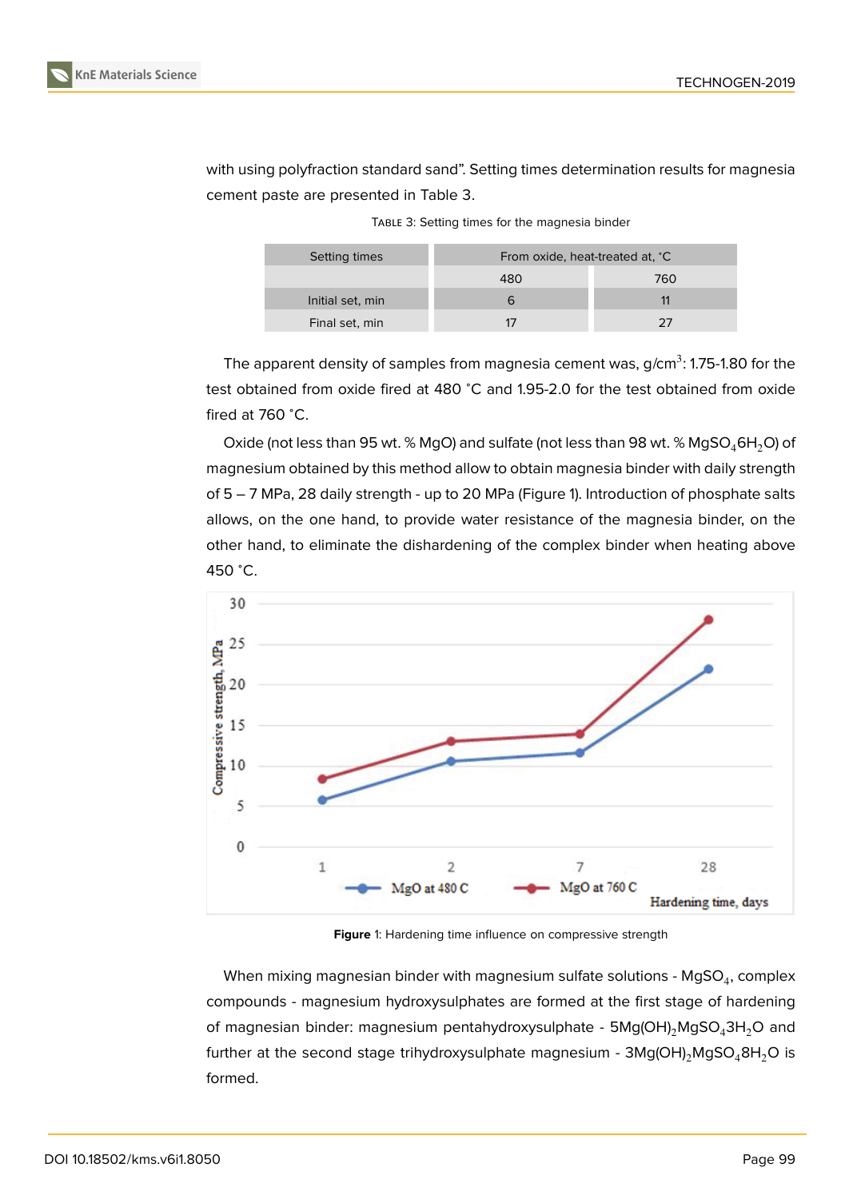with using polyfraction standard sand". Setting times determination results for magnesia cement paste are presented in Table 3.

Table 3: Setting times for the magnesia binder

| Setting times | From oxide, heat-treated at, °C | |
|---|---|---|
| | 480 | 760 |
| Initial set, min | 6 | 11 |
| Final set, min | 17 | 27 |

The apparent density of samples from magnesia cement was, g/cm$^3$: 1.75-1.80 for the test obtained from oxide fired at 480 °C and 1.95-2.0 for the test obtained from oxide fired at 760 °C.

Oxide (not less than 95 wt. % MgO) and sulfate (not less than 98 wt. % $MgSO_4 6H_2O$) of magnesium obtained by this method allow to obtain magnesia binder with daily strength of 5 – 7 MPa, 28 daily strength - up to 20 MPa (Figure 1). Introduction of phosphate salts allows, on the one hand, to provide water resistance of the magnesia binder, on the other hand, to eliminate the dishardening of the complex binder when heating above 450 °C.

**Figure** 1: Hardening time influence on compressive strength

When mixing magnesian binder with magnesium sulfate solutions - $MgSO_4$, complex compounds - magnesium hydroxysulphates are formed at the first stage of hardening of magnesian binder: magnesium pentahydroxysulphate - $5Mg(OH)_2MgSO_4 3H_2O$ and further at the second stage trihydroxysulphate magnesium - $3Mg(OH)_2MgSO_4 8H_2O$ is formed.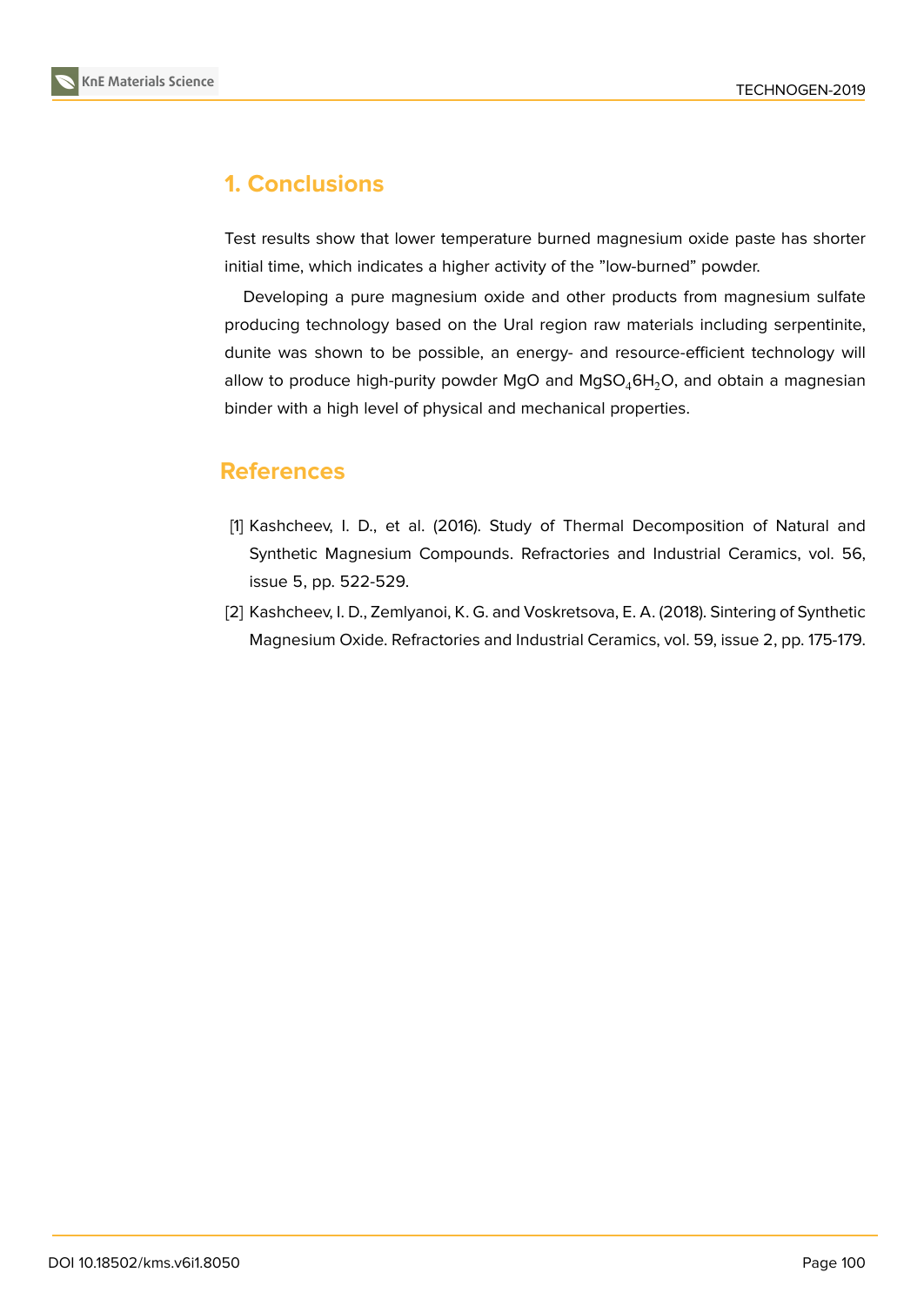## 1. Conclusions

Test results show that lower temperature burned magnesium oxide paste has shorter initial time, which indicates a higher activity of the "low-burned" powder.

Developing a pure magnesium oxide and other products from magnesium sulfate producing technology based on the Ural region raw materials including serpentinite, dunite was shown to be possible, an energy- and resource-efficient technology will allow to produce high-purity powder MgO and $MgSO_4 6H_2O$, and obtain a magnesian binder with a high level of physical and mechanical properties.

## References

[1] Kashcheev, I. D., et al. (2016). Study of Thermal Decomposition of Natural and Synthetic Magnesium Compounds. Refractories and Industrial Ceramics, vol. 56, issue 5, pp. 522-529.

[2] Kashcheev, I. D., Zemlyanoi, K. G. and Voskretsova, E. A. (2018). Sintering of Synthetic Magnesium Oxide. Refractories and Industrial Ceramics, vol. 59, issue 2, pp. 175-179.